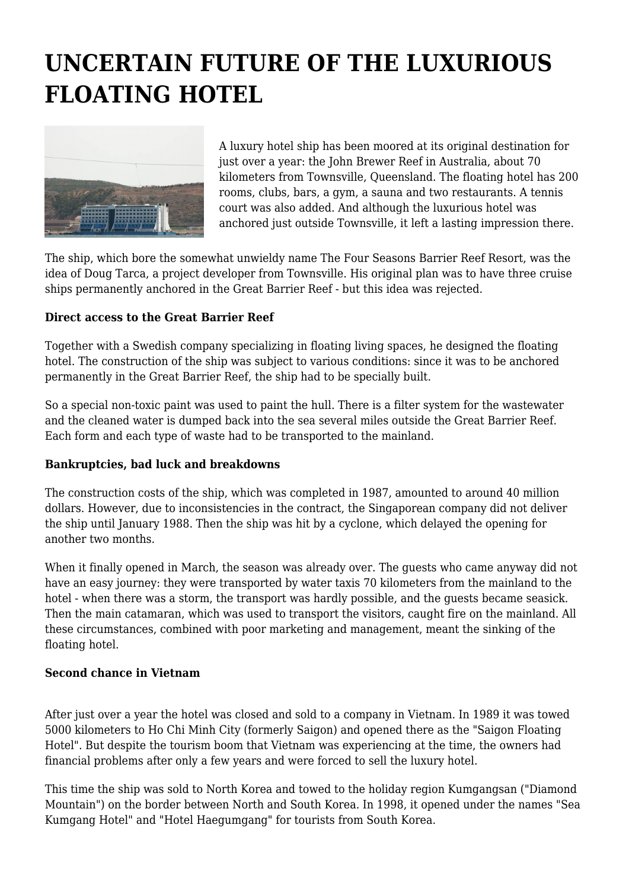# UNCERTAIN FUTURE OF THE LUXURIOUS FLOATING HOTEL

A luxury hotel ship has been moored at its original destination for just over a year: the John Brewer Reef in Australia, about 70 kilometers from Townsville, Queensland. The floating hotel has 200 rooms, clubs, bars, a gym, a sauna and two restaurants. A tennis court was also added. And although the luxurious hotel was anchored just outside Townsville, it left a lasting impression there.

The ship, which bore the somewhat unwieldy name The Four Seasons Barrier Reef Resort, was the idea of Doug Tarca, a project developer from Townsville. His original plan was to have three cruise ships permanently anchored in the Great Barrier Reef - but this idea was rejected.

**Direct access to the Great Barrier Reef**

Together with a Swedish company specializing in floating living spaces, he designed the floating hotel. The construction of the ship was subject to various conditions: since it was to be anchored permanently in the Great Barrier Reef, the ship had to be specially built.

So a special non-toxic paint was used to paint the hull. There is a filter system for the wastewater and the cleaned water is dumped back into the sea several miles outside the Great Barrier Reef. Each form and each type of waste had to be transported to the mainland.

**Bankruptcies, bad luck and breakdowns**

The construction costs of the ship, which was completed in 1987, amounted to around 40 million dollars. However, due to inconsistencies in the contract, the Singaporean company did not deliver the ship until January 1988. Then the ship was hit by a cyclone, which delayed the opening for another two months.

When it finally opened in March, the season was already over. The guests who came anyway did not have an easy journey: they were transported by water taxis 70 kilometers from the mainland to the hotel - when there was a storm, the transport was hardly possible, and the guests became seasick. Then the main catamaran, which was used to transport the visitors, caught fire on the mainland. All these circumstances, combined with poor marketing and management, meant the sinking of the floating hotel.

**Second chance in Vietnam**

After just over a year the hotel was closed and sold to a company in Vietnam. In 1989 it was towed 5000 kilometers to Ho Chi Minh City (formerly Saigon) and opened there as the "Saigon Floating Hotel". But despite the tourism boom that Vietnam was experiencing at the time, the owners had financial problems after only a few years and were forced to sell the luxury hotel.

This time the ship was sold to North Korea and towed to the holiday region Kumgangsan ("Diamond Mountain") on the border between North and South Korea. In 1998, it opened under the names "Sea Kumgang Hotel" and "Hotel Haegumgang" for tourists from South Korea.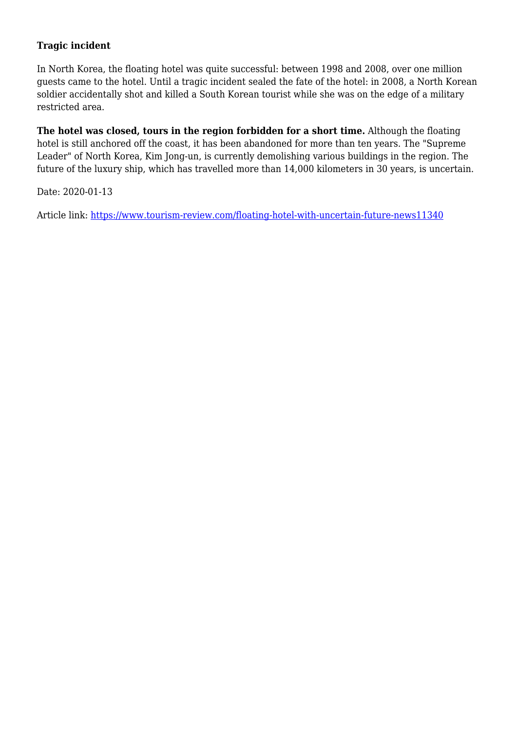**Tragic incident**

In North Korea, the floating hotel was quite successful: between 1998 and 2008, over one million guests came to the hotel. Until a tragic incident sealed the fate of the hotel: in 2008, a North Korean soldier accidentally shot and killed a South Korean tourist while she was on the edge of a military restricted area.

**The hotel was closed, tours in the region forbidden for a short time.** Although the floating hotel is still anchored off the coast, it has been abandoned for more than ten years. The "Supreme Leader" of North Korea, Kim Jong-un, is currently demolishing various buildings in the region. The future of the luxury ship, which has travelled more than 14,000 kilometers in 30 years, is uncertain.

Date: 2020-01-13

Article link: [https://www.tourism-review.com/floating-hotel-with-uncertain-future-news11340](https://www.tourism-review.com/floating-hotel-with-uncertain-future-news11340)